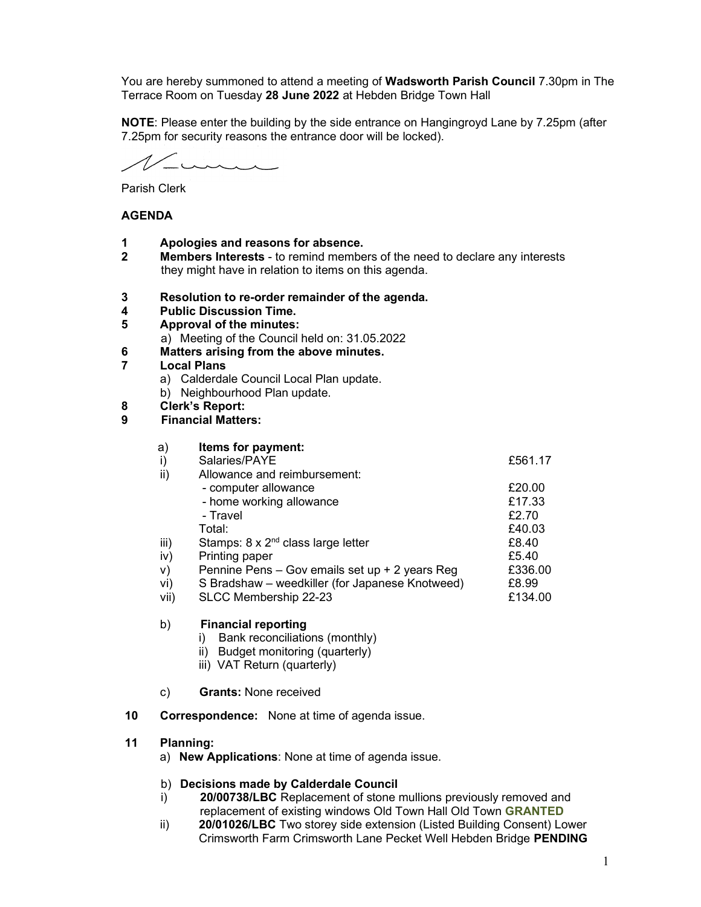You are hereby summoned to attend a meeting of **Wadsworth Parish Council** 7.30pm in The Terrace Room on Tuesday **28 June 2022** at Hebden Bridge Town Hall

**NOTE**: Please enter the building by the side entrance on Hangingroyd Lane by 7.25pm (after 7.25pm for security reasons the entrance door will be locked).

Parish Clerk

**AGENDA**

1 **Apologies and reasons for absence.**

2 **Members Interests** - to remind members of the need to declare any interests they might have in relation to items on this agenda.

3 **Resolution to re-order remainder of the agenda.**

4 **Public Discussion Time.**

5 **Approval of the minutes:**
   a) Meeting of the Council held on: 31.05.2022

6 **Matters arising from the above minutes.**

7 **Local Plans**
   a) Calderdale Council Local Plan update.
   b) Neighbourhood Plan update.

8 **Clerk's Report:**

9 **Financial Matters:**

a) **Items for payment:**

| | | |
|---|---|---|
| i) | Salaries/PAYE | £561.17 |
| ii) | Allowance and reimbursement: | |
| | - computer allowance | £20.00 |
| | - home working allowance | £17.33 |
| | - Travel | £2.70 |
| | Total: | £40.03 |
| iii) | Stamps: 8 x 2nd class large letter | £8.40 |
| iv) | Printing paper | £5.40 |
| v) | Pennine Pens – Gov emails set up + 2 years Reg | £336.00 |
| vi) | S Bradshaw – weedkiller (for Japanese Knotweed) | £8.99 |
| vii) | SLCC Membership 22-23 | £134.00 |

b) **Financial reporting**
   i) Bank reconciliations (monthly)
   ii) Budget monitoring (quarterly)
   iii) VAT Return (quarterly)

c) **Grants:** None received

10 **Correspondence:** None at time of agenda issue.

11 **Planning:**
   a) **New Applications**: None at time of agenda issue.

   b) **Decisions made by Calderdale Council**
   i) **20/00738/LBC** Replacement of stone mullions previously removed and replacement of existing windows Old Town Hall Old Town **GRANTED**
   ii) **20/01026/LBC** Two storey side extension (Listed Building Consent) Lower Crimsworth Farm Crimsworth Lane Pecket Well Hebden Bridge **PENDING**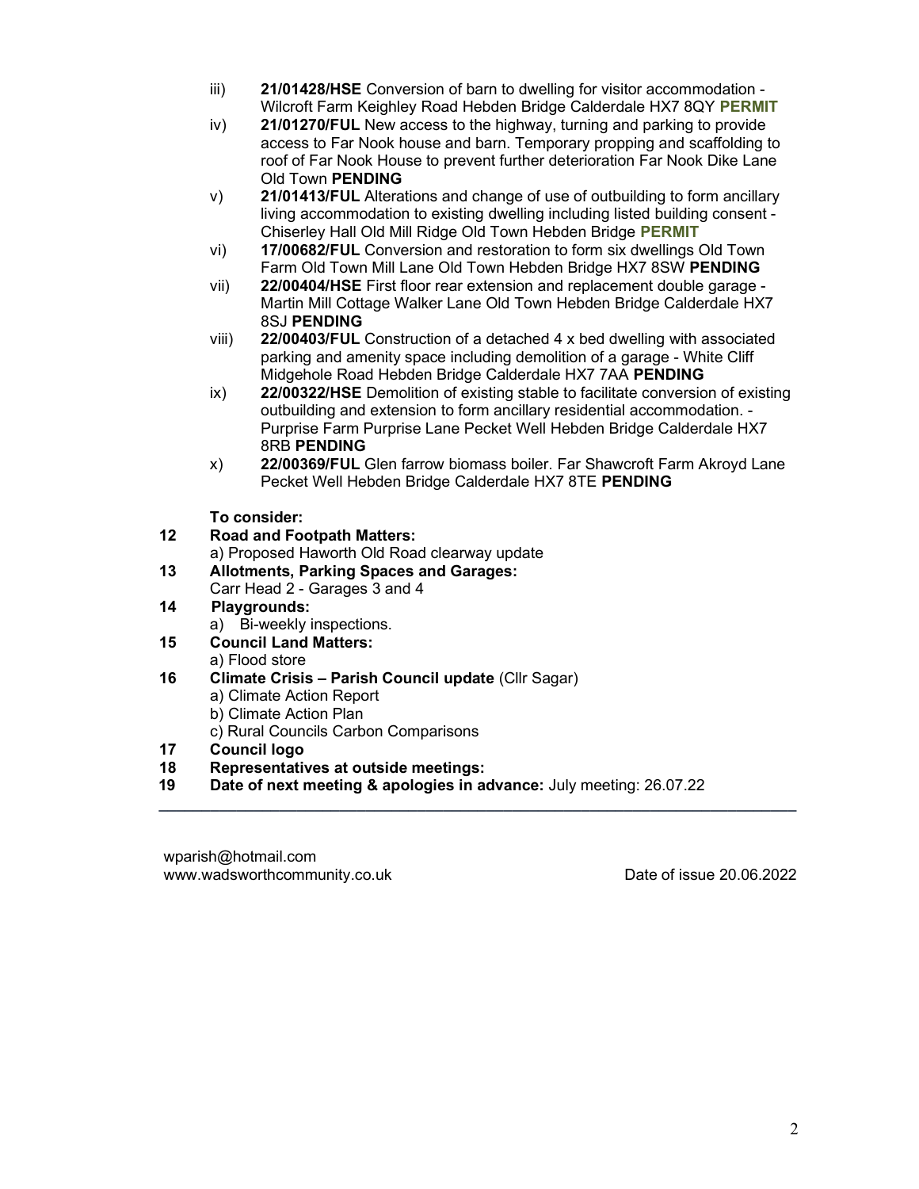iii) **21/01428/HSE** Conversion of barn to dwelling for visitor accommodation - Wilcroft Farm Keighley Road Hebden Bridge Calderdale HX7 8QY **PERMIT**

iv) **21/01270/FUL** New access to the highway, turning and parking to provide access to Far Nook house and barn. Temporary propping and scaffolding to roof of Far Nook House to prevent further deterioration Far Nook Dike Lane Old Town **PENDING**

v) **21/01413/FUL** Alterations and change of use of outbuilding to form ancillary living accommodation to existing dwelling including listed building consent - Chiserley Hall Old Mill Ridge Old Town Hebden Bridge **PERMIT**

vi) **17/00682/FUL** Conversion and restoration to form six dwellings Old Town Farm Old Town Mill Lane Old Town Hebden Bridge HX7 8SW **PENDING**

vii) **22/00404/HSE** First floor rear extension and replacement double garage - Martin Mill Cottage Walker Lane Old Town Hebden Bridge Calderdale HX7 8SJ **PENDING**

viii) **22/00403/FUL** Construction of a detached 4 x bed dwelling with associated parking and amenity space including demolition of a garage - White Cliff Midgehole Road Hebden Bridge Calderdale HX7 7AA **PENDING**

ix) **22/00322/HSE** Demolition of existing stable to facilitate conversion of existing outbuilding and extension to form ancillary residential accommodation. - Purprise Farm Purprise Lane Pecket Well Hebden Bridge Calderdale HX7 8RB **PENDING**

x) **22/00369/FUL** Glen farrow biomass boiler. Far Shawcroft Farm Akroyd Lane Pecket Well Hebden Bridge Calderdale HX7 8TE **PENDING**

**To consider:**

**12 Road and Footpath Matters:**
a) Proposed Haworth Old Road clearway update

**13 Allotments, Parking Spaces and Garages:**
Carr Head 2 - Garages 3 and 4

**14 Playgrounds:**
a) Bi-weekly inspections.

**15 Council Land Matters:**
a) Flood store

**16 Climate Crisis – Parish Council update** (Cllr Sagar)
a) Climate Action Report
b) Climate Action Plan
c) Rural Councils Carbon Comparisons

**17 Council logo**

**18 Representatives at outside meetings:**

**19 Date of next meeting & apologies in advance:** July meeting: 26.07.22

---

wparish@hotmail.com
www.wadsworthcommunity.co.uk

Date of issue 20.06.2022